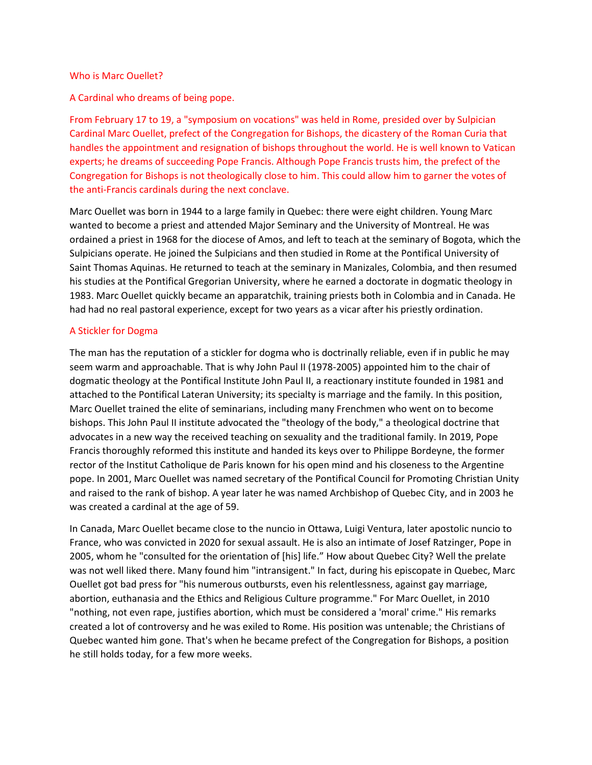# Who is Marc Ouellet?

## A Cardinal who dreams of being pope.

From February 17 to 19, a "symposium on vocations" was held in Rome, presided over by Sulpician Cardinal Marc Ouellet, prefect of the Congregation for Bishops, the dicastery of the Roman Curia that handles the appointment and resignation of bishops throughout the world. He is well known to Vatican experts; he dreams of succeeding Pope Francis. Although Pope Francis trusts him, the prefect of the Congregation for Bishops is not theologically close to him. This could allow him to garner the votes of the anti-Francis cardinals during the next conclave.

Marc Ouellet was born in 1944 to a large family in Quebec: there were eight children. Young Marc wanted to become a priest and attended Major Seminary and the University of Montreal. He was ordained a priest in 1968 for the diocese of Amos, and left to teach at the seminary of Bogota, which the Sulpicians operate. He joined the Sulpicians and then studied in Rome at the Pontifical University of Saint Thomas Aquinas. He returned to teach at the seminary in Manizales, Colombia, and then resumed his studies at the Pontifical Gregorian University, where he earned a doctorate in dogmatic theology in 1983. Marc Ouellet quickly became an apparatchik, training priests both in Colombia and in Canada. He had had no real pastoral experience, except for two years as a vicar after his priestly ordination.

## A Stickler for Dogma

The man has the reputation of a stickler for dogma who is doctrinally reliable, even if in public he may seem warm and approachable. That is why John Paul II (1978-2005) appointed him to the chair of dogmatic theology at the Pontifical Institute John Paul II, a reactionary institute founded in 1981 and attached to the Pontifical Lateran University; its specialty is marriage and the family. In this position, Marc Ouellet trained the elite of seminarians, including many Frenchmen who went on to become bishops. This John Paul II institute advocated the "theology of the body," a theological doctrine that advocates in a new way the received teaching on sexuality and the traditional family. In 2019, Pope Francis thoroughly reformed this institute and handed its keys over to Philippe Bordeyne, the former rector of the Institut Catholique de Paris known for his open mind and his closeness to the Argentine pope. In 2001, Marc Ouellet was named secretary of the Pontifical Council for Promoting Christian Unity and raised to the rank of bishop. A year later he was named Archbishop of Quebec City, and in 2003 he was created a cardinal at the age of 59.

In Canada, Marc Ouellet became close to the nuncio in Ottawa, Luigi Ventura, later apostolic nuncio to France, who was convicted in 2020 for sexual assault. He is also an intimate of Josef Ratzinger, Pope in 2005, whom he "consulted for the orientation of [his] life." How about Quebec City? Well the prelate was not well liked there. Many found him "intransigent." In fact, during his episcopate in Quebec, Marc Ouellet got bad press for "his numerous outbursts, even his relentlessness, against gay marriage, abortion, euthanasia and the Ethics and Religious Culture programme." For Marc Ouellet, in 2010 "nothing, not even rape, justifies abortion, which must be considered a 'moral' crime." His remarks created a lot of controversy and he was exiled to Rome. His position was untenable; the Christians of Quebec wanted him gone. That's when he became prefect of the Congregation for Bishops, a position he still holds today, for a few more weeks.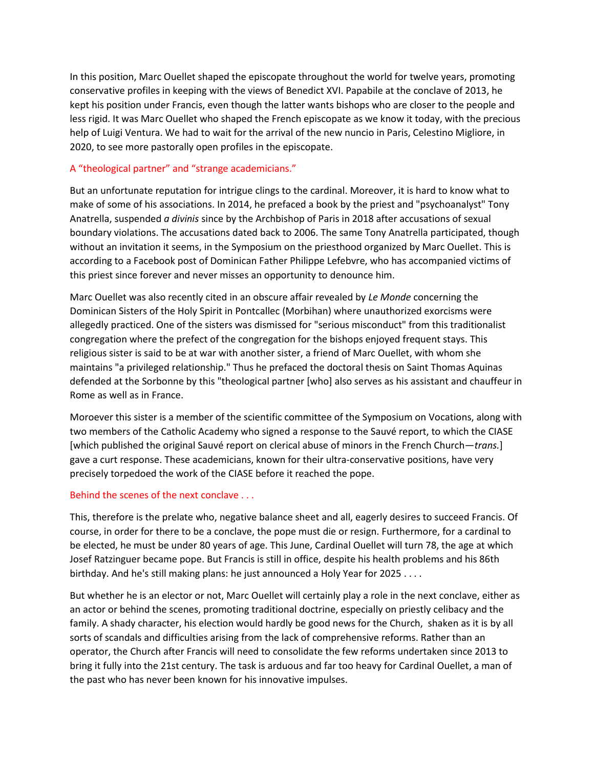In this position, Marc Ouellet shaped the episcopate throughout the world for twelve years, promoting conservative profiles in keeping with the views of Benedict XVI. Papabile at the conclave of 2013, he kept his position under Francis, even though the latter wants bishops who are closer to the people and less rigid. It was Marc Ouellet who shaped the French episcopate as we know it today, with the precious help of Luigi Ventura. We had to wait for the arrival of the new nuncio in Paris, Celestino Migliore, in 2020, to see more pastorally open profiles in the episcopate.

## A "theological partner" and "strange academicians."

But an unfortunate reputation for intrigue clings to the cardinal. Moreover, it is hard to know what to make of some of his associations. In 2014, he prefaced a book by the priest and "psychoanalyst" Tony Anatrella, suspended *a divinis* since by the Archbishop of Paris in 2018 after accusations of sexual boundary violations. The accusations dated back to 2006. The same Tony Anatrella participated, though without an invitation it seems, in the Symposium on the priesthood organized by Marc Ouellet. This is according to a Facebook post of Dominican Father Philippe Lefebvre, who has accompanied victims of this priest since forever and never misses an opportunity to denounce him.

Marc Ouellet was also recently cited in an obscure affair revealed by *Le Monde* concerning the Dominican Sisters of the Holy Spirit in Pontcallec (Morbihan) where unauthorized exorcisms were allegedly practiced. One of the sisters was dismissed for "serious misconduct" from this traditionalist congregation where the prefect of the congregation for the bishops enjoyed frequent stays. This religious sister is said to be at war with another sister, a friend of Marc Ouellet, with whom she maintains "a privileged relationship." Thus he prefaced the doctoral thesis on Saint Thomas Aquinas defended at the Sorbonne by this "theological partner [who] also serves as his assistant and chauffeur in Rome as well as in France.

Moroever this sister is a member of the scientific committee of the Symposium on Vocations, along with two members of the Catholic Academy who signed a response to the Sauvé report, to which the CIASE [which published the original Sauvé report on clerical abuse of minors in the French Church—*trans.*] gave a curt response. These academicians, known for their ultra-conservative positions, have very precisely torpedoed the work of the CIASE before it reached the pope.

## Behind the scenes of the next conclave . . .

This, therefore is the prelate who, negative balance sheet and all, eagerly desires to succeed Francis. Of course, in order for there to be a conclave, the pope must die or resign. Furthermore, for a cardinal to be elected, he must be under 80 years of age. This June, Cardinal Ouellet will turn 78, the age at which Josef Ratzinguer became pope. But Francis is still in office, despite his health problems and his 86th birthday. And he's still making plans: he just announced a Holy Year for 2025 . . . .

But whether he is an elector or not, Marc Ouellet will certainly play a role in the next conclave, either as an actor or behind the scenes, promoting traditional doctrine, especially on priestly celibacy and the family. A shady character, his election would hardly be good news for the Church, shaken as it is by all sorts of scandals and difficulties arising from the lack of comprehensive reforms. Rather than an operator, the Church after Francis will need to consolidate the few reforms undertaken since 2013 to bring it fully into the 21st century. The task is arduous and far too heavy for Cardinal Ouellet, a man of the past who has never been known for his innovative impulses.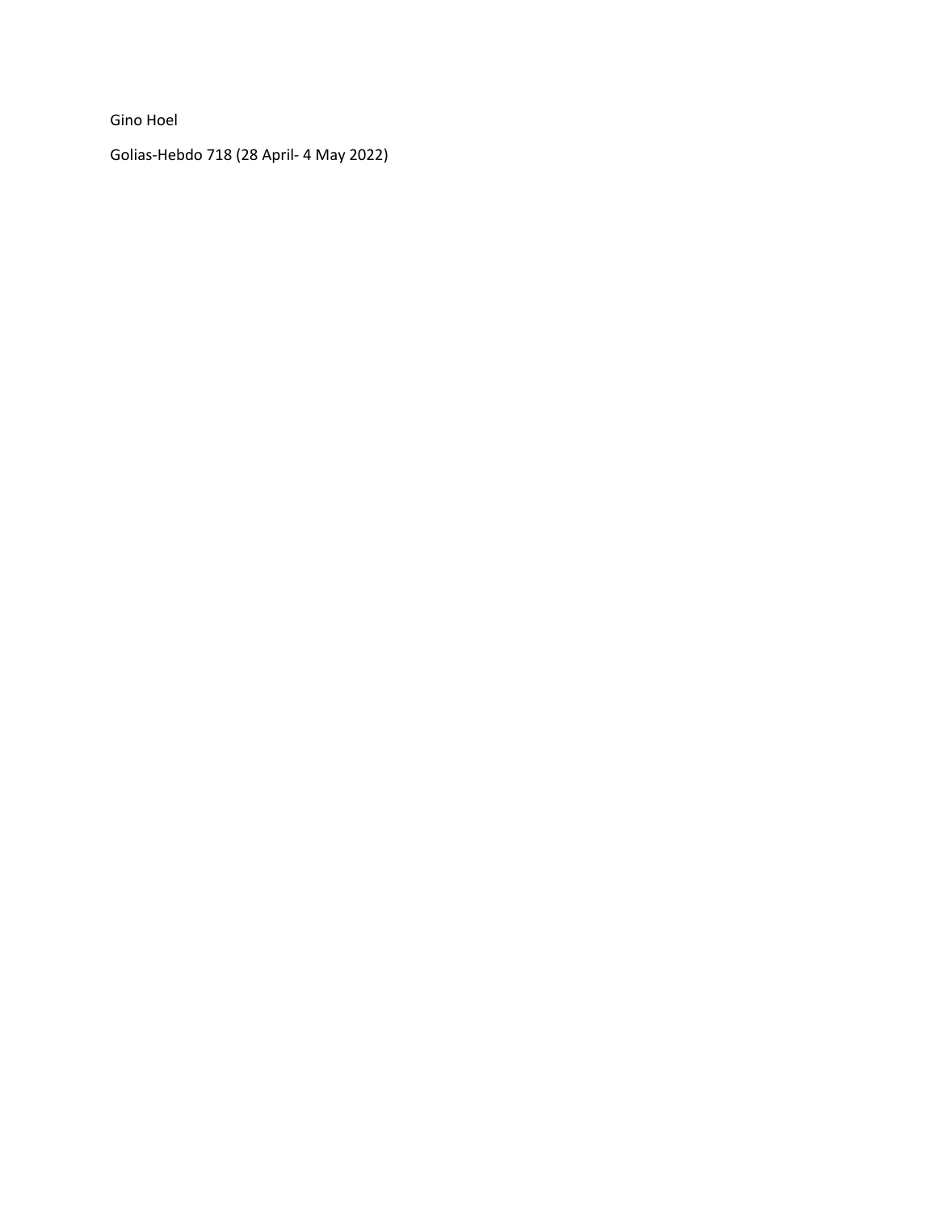Gino Hoel

Golias-Hebdo 718 (28 April- 4 May 2022)